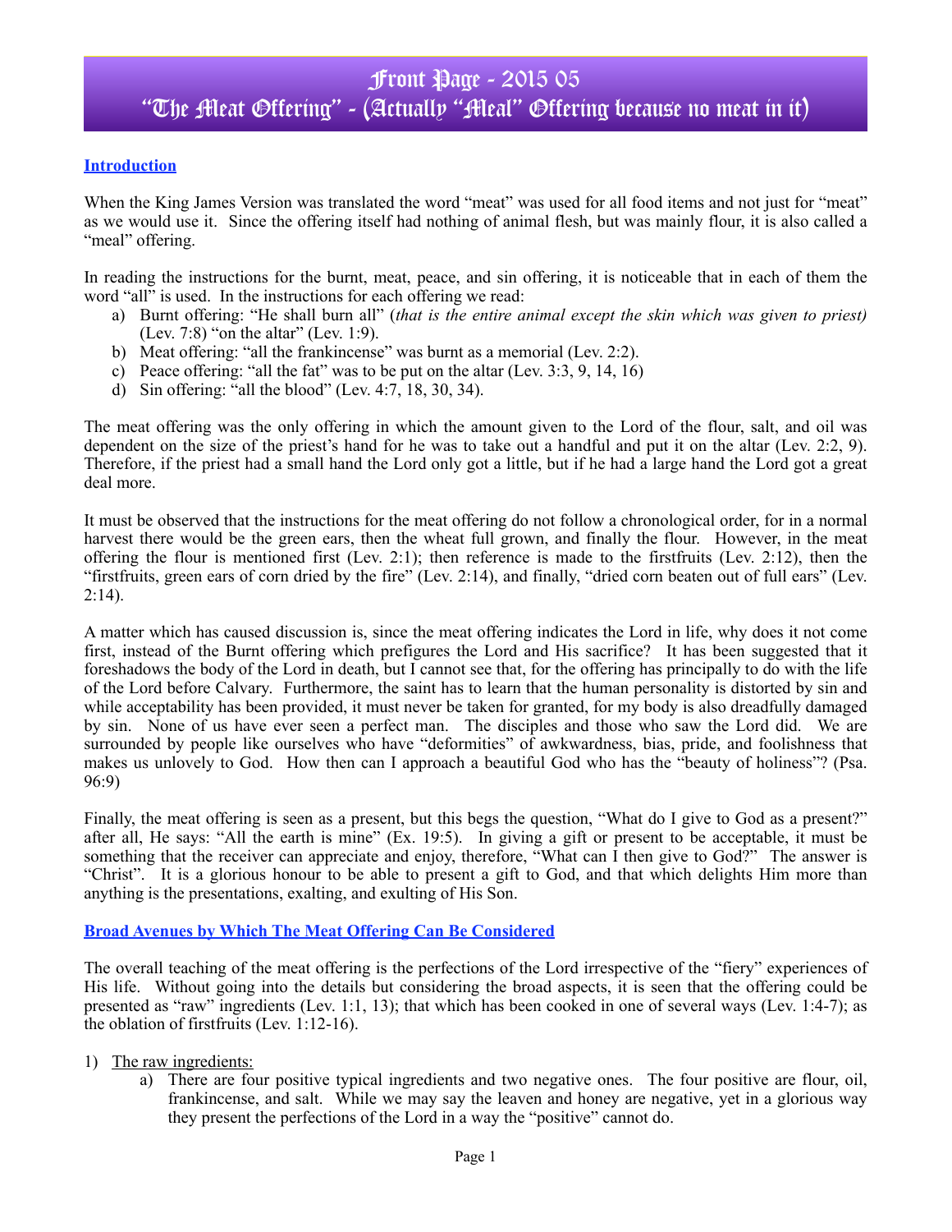# Front Page - 2015 05
# "The Meat Offering" - (Actually "Meal" Offering because no meat in it)

## Introduction

When the King James Version was translated the word "meat" was used for all food items and not just for "meat" as we would use it. Since the offering itself had nothing of animal flesh, but was mainly flour, it is also called a "meal" offering.

In reading the instructions for the burnt, meat, peace, and sin offering, it is noticeable that in each of them the word "all" is used. In the instructions for each offering we read:

a) Burnt offering: "He shall burn all" (*that is the entire animal except the skin which was given to priest)* (Lev. 7:8) "on the altar" (Lev. 1:9).
b) Meat offering: "all the frankincense" was burnt as a memorial (Lev. 2:2).
c) Peace offering: "all the fat" was to be put on the altar (Lev. 3:3, 9, 14, 16)
d) Sin offering: "all the blood" (Lev. 4:7, 18, 30, 34).

The meat offering was the only offering in which the amount given to the Lord of the flour, salt, and oil was dependent on the size of the priest's hand for he was to take out a handful and put it on the altar (Lev. 2:2, 9). Therefore, if the priest had a small hand the Lord only got a little, but if he had a large hand the Lord got a great deal more.

It must be observed that the instructions for the meat offering do not follow a chronological order, for in a normal harvest there would be the green ears, then the wheat full grown, and finally the flour. However, in the meat offering the flour is mentioned first (Lev. 2:1); then reference is made to the firstfruits (Lev. 2:12), then the "firstfruits, green ears of corn dried by the fire" (Lev. 2:14), and finally, "dried corn beaten out of full ears" (Lev. 2:14).

A matter which has caused discussion is, since the meat offering indicates the Lord in life, why does it not come first, instead of the Burnt offering which prefigures the Lord and His sacrifice? It has been suggested that it foreshadows the body of the Lord in death, but I cannot see that, for the offering has principally to do with the life of the Lord before Calvary. Furthermore, the saint has to learn that the human personality is distorted by sin and while acceptability has been provided, it must never be taken for granted, for my body is also dreadfully damaged by sin. None of us have ever seen a perfect man. The disciples and those who saw the Lord did. We are surrounded by people like ourselves who have "deformities" of awkwardness, bias, pride, and foolishness that makes us unlovely to God. How then can I approach a beautiful God who has the "beauty of holiness"? (Psa. 96:9)

Finally, the meat offering is seen as a present, but this begs the question, "What do I give to God as a present?" after all, He says: "All the earth is mine" (Ex. 19:5). In giving a gift or present to be acceptable, it must be something that the receiver can appreciate and enjoy, therefore, "What can I then give to God?" The answer is "Christ". It is a glorious honour to be able to present a gift to God, and that which delights Him more than anything is the presentations, exalting, and exulting of His Son.

## Broad Avenues by Which The Meat Offering Can Be Considered

The overall teaching of the meat offering is the perfections of the Lord irrespective of the "fiery" experiences of His life. Without going into the details but considering the broad aspects, it is seen that the offering could be presented as "raw" ingredients (Lev. 1:1, 13); that which has been cooked in one of several ways (Lev. 1:4-7); as the oblation of firstfruits (Lev. 1:12-16).

1) The raw ingredients:
   a) There are four positive typical ingredients and two negative ones. The four positive are flour, oil, frankincense, and salt. While we may say the leaven and honey are negative, yet in a glorious way they present the perfections of the Lord in a way the "positive" cannot do.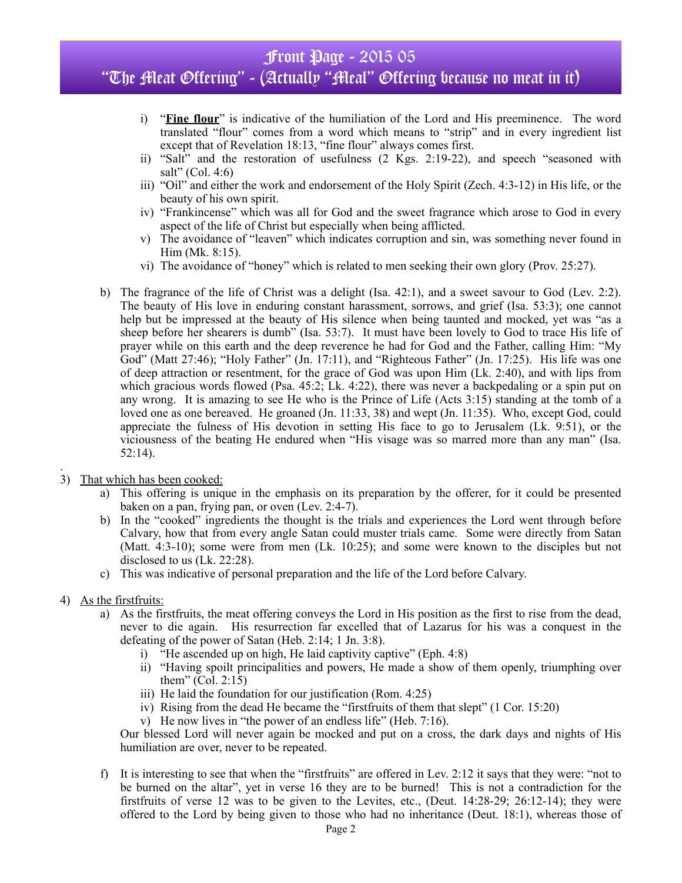i) "**Fine flour**" is indicative of the humiliation of the Lord and His preeminence. The word translated "flour" comes from a word which means to "strip" and in every ingredient list except that of Revelation 18:13, "fine flour" always comes first.
ii) "Salt" and the restoration of usefulness (2 Kgs. 2:19-22), and speech "seasoned with salt" (Col. 4:6)
iii) "Oil" and either the work and endorsement of the Holy Spirit (Zech. 4:3-12) in His life, or the beauty of his own spirit.
iv) "Frankincense" which was all for God and the sweet fragrance which arose to God in every aspect of the life of Christ but especially when being afflicted.
v) The avoidance of "leaven" which indicates corruption and sin, was something never found in Him (Mk. 8:15).
vi) The avoidance of "honey" which is related to men seeking their own glory (Prov. 25:27).

b) The fragrance of the life of Christ was a delight (Isa. 42:1), and a sweet savour to God (Lev. 2:2). The beauty of His love in enduring constant harassment, sorrows, and grief (Isa. 53:3); one cannot help but be impressed at the beauty of His silence when being taunted and mocked, yet was "as a sheep before her shearers is dumb" (Isa. 53:7). It must have been lovely to God to trace His life of prayer while on this earth and the deep reverence he had for God and the Father, calling Him: "My God" (Matt 27:46); "Holy Father" (Jn. 17:11), and "Righteous Father" (Jn. 17:25). His life was one of deep attraction or resentment, for the grace of God was upon Him (Lk. 2:40), and with lips from which gracious words flowed (Psa. 45:2; Lk. 4:22), there was never a backpedaling or a spin put on any wrong. It is amazing to see He who is the Prince of Life (Acts 3:15) standing at the tomb of a loved one as one bereaved. He groaned (Jn. 11:33, 38) and wept (Jn. 11:35). Who, except God, could appreciate the fulness of His devotion in setting His face to go to Jerusalem (Lk. 9:51), or the viciousness of the beating He endured when "His visage was so marred more than any man" (Isa. 52:14).

3) <u>That which has been cooked:</u>
   a) This offering is unique in the emphasis on its preparation by the offerer, for it could be presented baken on a pan, frying pan, or oven (Lev. 2:4-7).
   b) In the "cooked" ingredients the thought is the trials and experiences the Lord went through before Calvary, how that from every angle Satan could muster trials came. Some were directly from Satan (Matt. 4:3-10); some were from men (Lk. 10:25); and some were known to the disciples but not disclosed to us (Lk. 22:28).
   c) This was indicative of personal preparation and the life of the Lord before Calvary.

4) <u>As the firstfruits:</u>
   a) As the firstfruits, the meat offering conveys the Lord in His position as the first to rise from the dead, never to die again. His resurrection far excelled that of Lazarus for his was a conquest in the defeating of the power of Satan (Heb. 2:14; 1 Jn. 3:8).
      i) "He ascended up on high, He laid captivity captive" (Eph. 4:8)
      ii) "Having spoilt principalities and powers, He made a show of them openly, triumphing over them" (Col. 2:15)
      iii) He laid the foundation for our justification (Rom. 4:25)
      iv) Rising from the dead He became the "firstfruits of them that slept" (1 Cor. 15:20)
      v) He now lives in "the power of an endless life" (Heb. 7:16).

   Our blessed Lord will never again be mocked and put on a cross, the dark days and nights of His humiliation are over, never to be repeated.

   f) It is interesting to see that when the "firstfruits" are offered in Lev. 2:12 it says that they were: "not to be burned on the altar", yet in verse 16 they are to be burned! This is not a contradiction for the firstfruits of verse 12 was to be given to the Levites, etc., (Deut. 14:28-29; 26:12-14); they were offered to the Lord by being given to those who had no inheritance (Deut. 18:1), whereas those of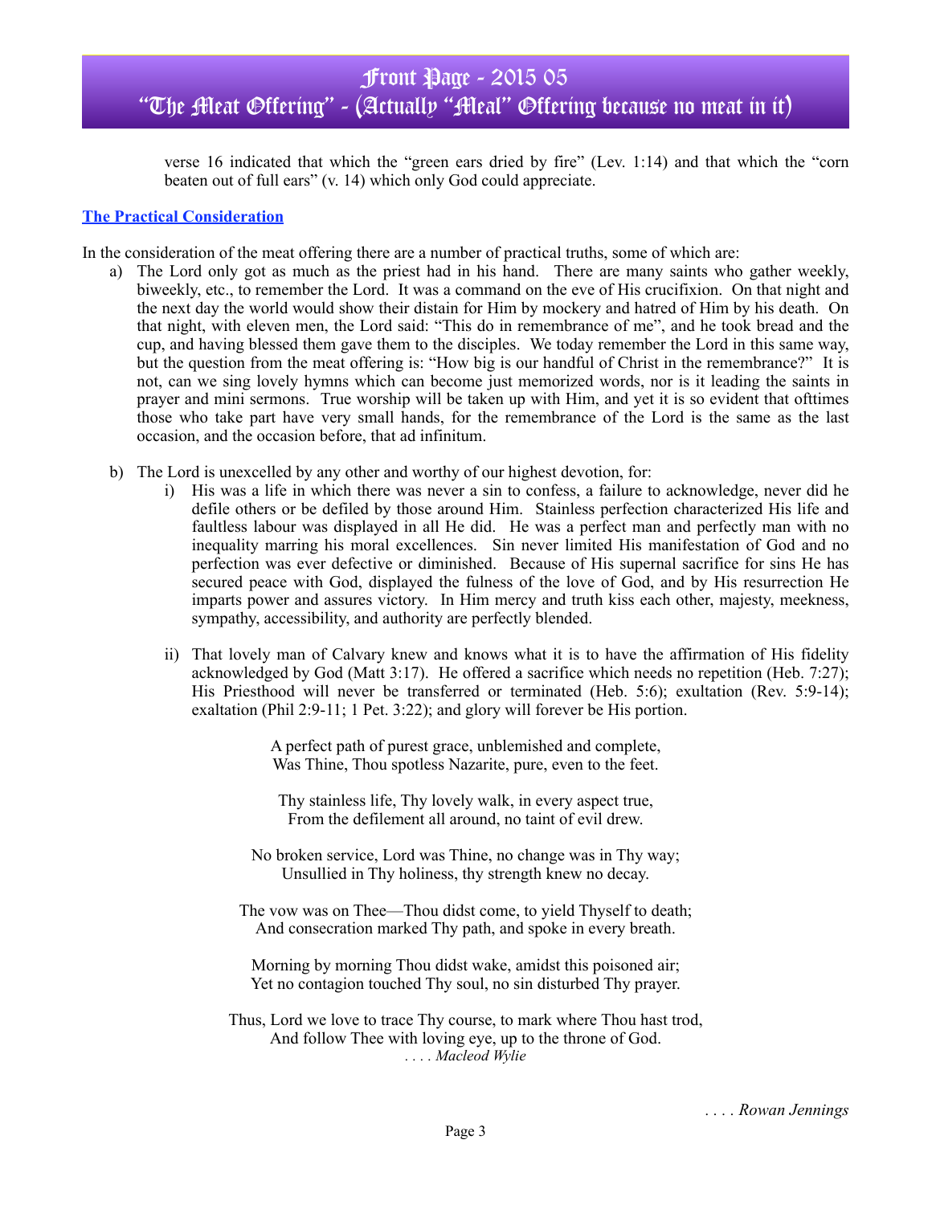verse 16 indicated that which the "green ears dried by fire" (Lev. 1:14) and that which the "corn beaten out of full ears" (v. 14) which only God could appreciate.

## The Practical Consideration

In the consideration of the meat offering there are a number of practical truths, some of which are:

a) The Lord only got as much as the priest had in his hand. There are many saints who gather weekly, biweekly, etc., to remember the Lord. It was a command on the eve of His crucifixion. On that night and the next day the world would show their distain for Him by mockery and hatred of Him by his death. On that night, with eleven men, the Lord said: "This do in remembrance of me", and he took bread and the cup, and having blessed them gave them to the disciples. We today remember the Lord in this same way, but the question from the meat offering is: "How big is our handful of Christ in the remembrance?" It is not, can we sing lovely hymns which can become just memorized words, nor is it leading the saints in prayer and mini sermons. True worship will be taken up with Him, and yet it is so evident that ofttimes those who take part have very small hands, for the remembrance of the Lord is the same as the last occasion, and the occasion before, that ad infinitum.

b) The Lord is unexcelled by any other and worthy of our highest devotion, for:

   i) His was a life in which there was never a sin to confess, a failure to acknowledge, never did he defile others or be defiled by those around Him. Stainless perfection characterized His life and faultless labour was displayed in all He did. He was a perfect man and perfectly man with no inequality marring his moral excellences. Sin never limited His manifestation of God and no perfection was ever defective or diminished. Because of His supernal sacrifice for sins He has secured peace with God, displayed the fulness of the love of God, and by His resurrection He imparts power and assures victory. In Him mercy and truth kiss each other, majesty, meekness, sympathy, accessibility, and authority are perfectly blended.

   ii) That lovely man of Calvary knew and knows what it is to have the affirmation of His fidelity acknowledged by God (Matt 3:17). He offered a sacrifice which needs no repetition (Heb. 7:27); His Priesthood will never be transferred or terminated (Heb. 5:6); exultation (Rev. 5:9-14); exaltation (Phil 2:9-11; 1 Pet. 3:22); and glory will forever be His portion.

A perfect path of purest grace, unblemished and complete,
Was Thine, Thou spotless Nazarite, pure, even to the feet.

Thy stainless life, Thy lovely walk, in every aspect true,
From the defilement all around, no taint of evil drew.

No broken service, Lord was Thine, no change was in Thy way;
Unsullied in Thy holiness, thy strength knew no decay.

The vow was on Thee—Thou didst come, to yield Thyself to death;
And consecration marked Thy path, and spoke in every breath.

Morning by morning Thou didst wake, amidst this poisoned air;
Yet no contagion touched Thy soul, no sin disturbed Thy prayer.

Thus, Lord we love to trace Thy course, to mark where Thou hast trod,
And follow Thee with loving eye, up to the throne of God.

*. . . . Macleod Wylie*

*. . . . Rowan Jennings*